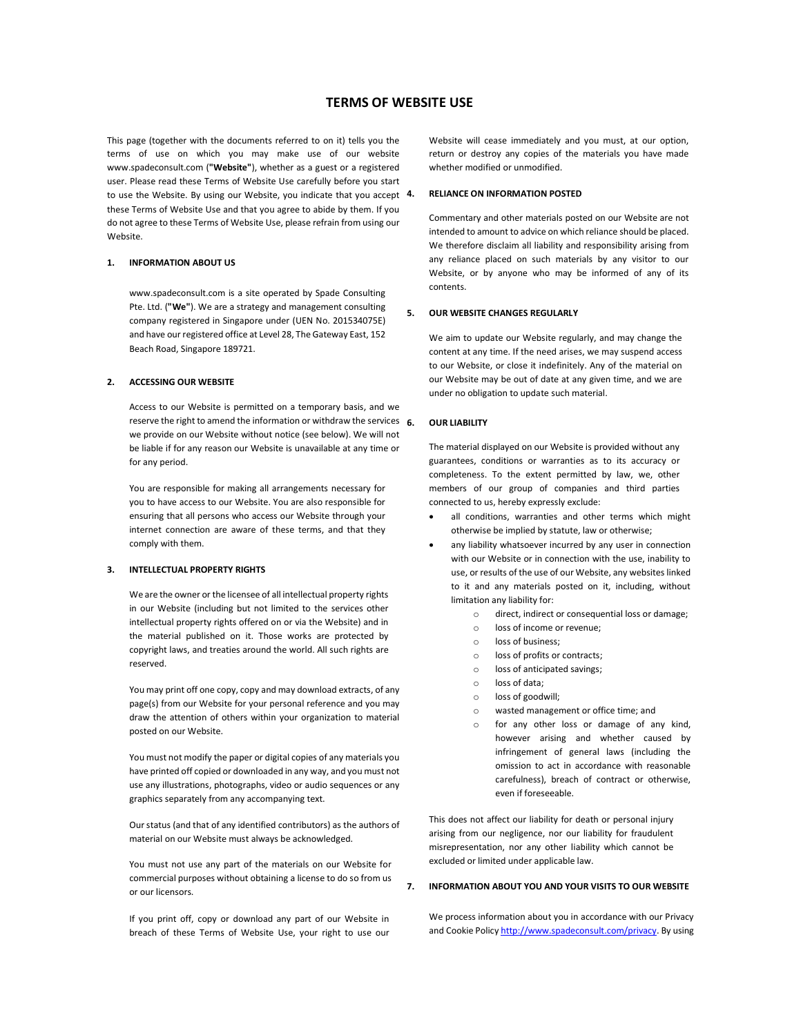# TERMS OF WEBSITE USE

This page (together with the documents referred to on it) tells you the terms of use on which you may make use of our website www.spadeconsult.com (**"Website"**), whether as a guest or a registered user. Please read these Terms of Website Use carefully before you start to use the Website. By using our Website, you indicate that you accept these Terms of Website Use and that you agree to abide by them. If you do not agree to these Terms of Website Use, please refrain from using our Website.

## 1. INFORMATION ABOUT US

www.spadeconsult.com is a site operated by Spade Consulting Pte. Ltd. (**"We"**). We are a strategy and management consulting company registered in Singapore under (UEN No. 201534075E) and have our registered office at Level 28, The Gateway East, 152 Beach Road, Singapore 189721.

## 2. ACCESSING OUR WEBSITE

Access to our Website is permitted on a temporary basis, and we reserve the right to amend the information or withdraw the services we provide on our Website without notice (see below). We will not be liable if for any reason our Website is unavailable at any time or for any period.

You are responsible for making all arrangements necessary for you to have access to our Website. You are also responsible for ensuring that all persons who access our Website through your internet connection are aware of these terms, and that they comply with them.

## 3. INTELLECTUAL PROPERTY RIGHTS

We are the owner or the licensee of all intellectual property rights in our Website (including but not limited to the services other intellectual property rights offered on or via the Website) and in the material published on it. Those works are protected by copyright laws, and treaties around the world. All such rights are reserved.

You may print off one copy, copy and may download extracts, of any page(s) from our Website for your personal reference and you may draw the attention of others within your organization to material posted on our Website.

You must not modify the paper or digital copies of any materials you have printed off copied or downloaded in any way, and you must not use any illustrations, photographs, video or audio sequences or any graphics separately from any accompanying text.

Our status (and that of any identified contributors) as the authors of material on our Website must always be acknowledged.

You must not use any part of the materials on our Website for commercial purposes without obtaining a license to do so from us or our licensors.

If you print off, copy or download any part of our Website in breach of these Terms of Website Use, your right to use our Website will cease immediately and you must, at our option, return or destroy any copies of the materials you have made whether modified or unmodified.

## 4. RELIANCE ON INFORMATION POSTED

Commentary and other materials posted on our Website are not intended to amount to advice on which reliance should be placed. We therefore disclaim all liability and responsibility arising from any reliance placed on such materials by any visitor to our Website, or by anyone who may be informed of any of its contents.

## 5. OUR WEBSITE CHANGES REGULARLY

We aim to update our Website regularly, and may change the content at any time. If the need arises, we may suspend access to our Website, or close it indefinitely. Any of the material on our Website may be out of date at any given time, and we are under no obligation to update such material.

## 6. OUR LIABILITY

The material displayed on our Website is provided without any guarantees, conditions or warranties as to its accuracy or completeness. To the extent permitted by law, we, other members of our group of companies and third parties connected to us, hereby expressly exclude:

- all conditions, warranties and other terms which might otherwise be implied by statute, law or otherwise;
- any liability whatsoever incurred by any user in connection with our Website or in connection with the use, inability to use, or results of the use of our Website, any websites linked to it and any materials posted on it, including, without limitation any liability for:
  - direct, indirect or consequential loss or damage;
  - loss of income or revenue;
  - loss of business;
  - loss of profits or contracts;
  - loss of anticipated savings;
  - loss of data;
  - loss of goodwill;
  - wasted management or office time; and
  - for any other loss or damage of any kind, however arising and whether caused by infringement of general laws (including the omission to act in accordance with reasonable carefulness), breach of contract or otherwise, even if foreseeable.

This does not affect our liability for death or personal injury arising from our negligence, nor our liability for fraudulent misrepresentation, nor any other liability which cannot be excluded or limited under applicable law.

## 7. INFORMATION ABOUT YOU AND YOUR VISITS TO OUR WEBSITE

We process information about you in accordance with our Privacy and Cookie Policy [http://www.spadeconsult.com/privacy](http://www.spadeconsult.com/privacy). By using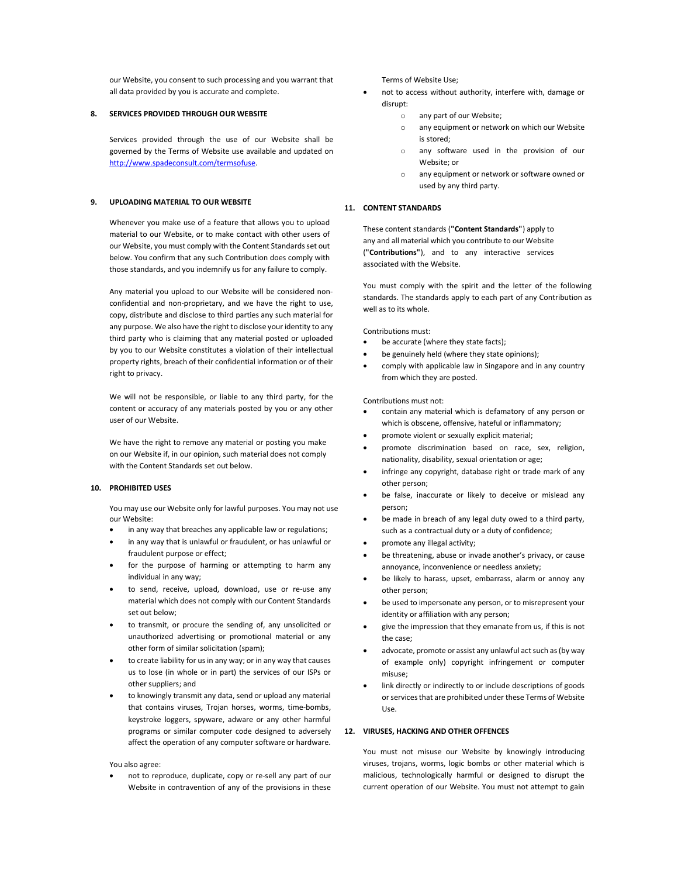our Website, you consent to such processing and you warrant that all data provided by you is accurate and complete.

## 8. SERVICES PROVIDED THROUGH OUR WEBSITE

Services provided through the use of our Website shall be governed by the Terms of Website use available and updated on http://www.spadeconsult.com/termsofuse.

## 9. UPLOADING MATERIAL TO OUR WEBSITE

Whenever you make use of a feature that allows you to upload material to our Website, or to make contact with other users of our Website, you must comply with the Content Standards set out below. You confirm that any such Contribution does comply with those standards, and you indemnify us for any failure to comply.

Any material you upload to our Website will be considered non-confidential and non-proprietary, and we have the right to use, copy, distribute and disclose to third parties any such material for any purpose. We also have the right to disclose your identity to any third party who is claiming that any material posted or uploaded by you to our Website constitutes a violation of their intellectual property rights, breach of their confidential information or of their right to privacy.

We will not be responsible, or liable to any third party, for the content or accuracy of any materials posted by you or any other user of our Website.

We have the right to remove any material or posting you make on our Website if, in our opinion, such material does not comply with the Content Standards set out below.

## 10. PROHIBITED USES

You may use our Website only for lawful purposes. You may not use our Website:

- in any way that breaches any applicable law or regulations;
- in any way that is unlawful or fraudulent, or has unlawful or fraudulent purpose or effect;
- for the purpose of harming or attempting to harm any individual in any way;
- to send, receive, upload, download, use or re-use any material which does not comply with our Content Standards set out below;
- to transmit, or procure the sending of, any unsolicited or unauthorized advertising or promotional material or any other form of similar solicitation (spam);
- to create liability for us in any way; or in any way that causes us to lose (in whole or in part) the services of our ISPs or other suppliers; and
- to knowingly transmit any data, send or upload any material that contains viruses, Trojan horses, worms, time-bombs, keystroke loggers, spyware, adware or any other harmful programs or similar computer code designed to adversely affect the operation of any computer software or hardware.

You also agree:

- not to reproduce, duplicate, copy or re-sell any part of our Website in contravention of any of the provisions in these Terms of Website Use;
- not to access without authority, interfere with, damage or disrupt:
  - any part of our Website;
  - any equipment or network on which our Website is stored;
  - any software used in the provision of our Website; or
  - any equipment or network or software owned or used by any third party.

## 11. CONTENT STANDARDS

These content standards (**"Content Standards"**) apply to any and all material which you contribute to our Website (**"Contributions"**), and to any interactive services associated with the Website.

You must comply with the spirit and the letter of the following standards. The standards apply to each part of any Contribution as well as to its whole.

Contributions must:

- be accurate (where they state facts);
- be genuinely held (where they state opinions);
- comply with applicable law in Singapore and in any country from which they are posted.

Contributions must not:

- contain any material which is defamatory of any person or which is obscene, offensive, hateful or inflammatory;
- promote violent or sexually explicit material;
- promote discrimination based on race, sex, religion, nationality, disability, sexual orientation or age;
- infringe any copyright, database right or trade mark of any other person;
- be false, inaccurate or likely to deceive or mislead any person;
- be made in breach of any legal duty owed to a third party, such as a contractual duty or a duty of confidence;
- promote any illegal activity;
- be threatening, abuse or invade another's privacy, or cause annoyance, inconvenience or needless anxiety;
- be likely to harass, upset, embarrass, alarm or annoy any other person;
- be used to impersonate any person, or to misrepresent your identity or affiliation with any person;
- give the impression that they emanate from us, if this is not the case;
- advocate, promote or assist any unlawful act such as (by way of example only) copyright infringement or computer misuse;
- link directly or indirectly to or include descriptions of goods or services that are prohibited under these Terms of Website Use.

## 12. VIRUSES, HACKING AND OTHER OFFENCES

You must not misuse our Website by knowingly introducing viruses, trojans, worms, logic bombs or other material which is malicious, technologically harmful or designed to disrupt the current operation of our Website. You must not attempt to gain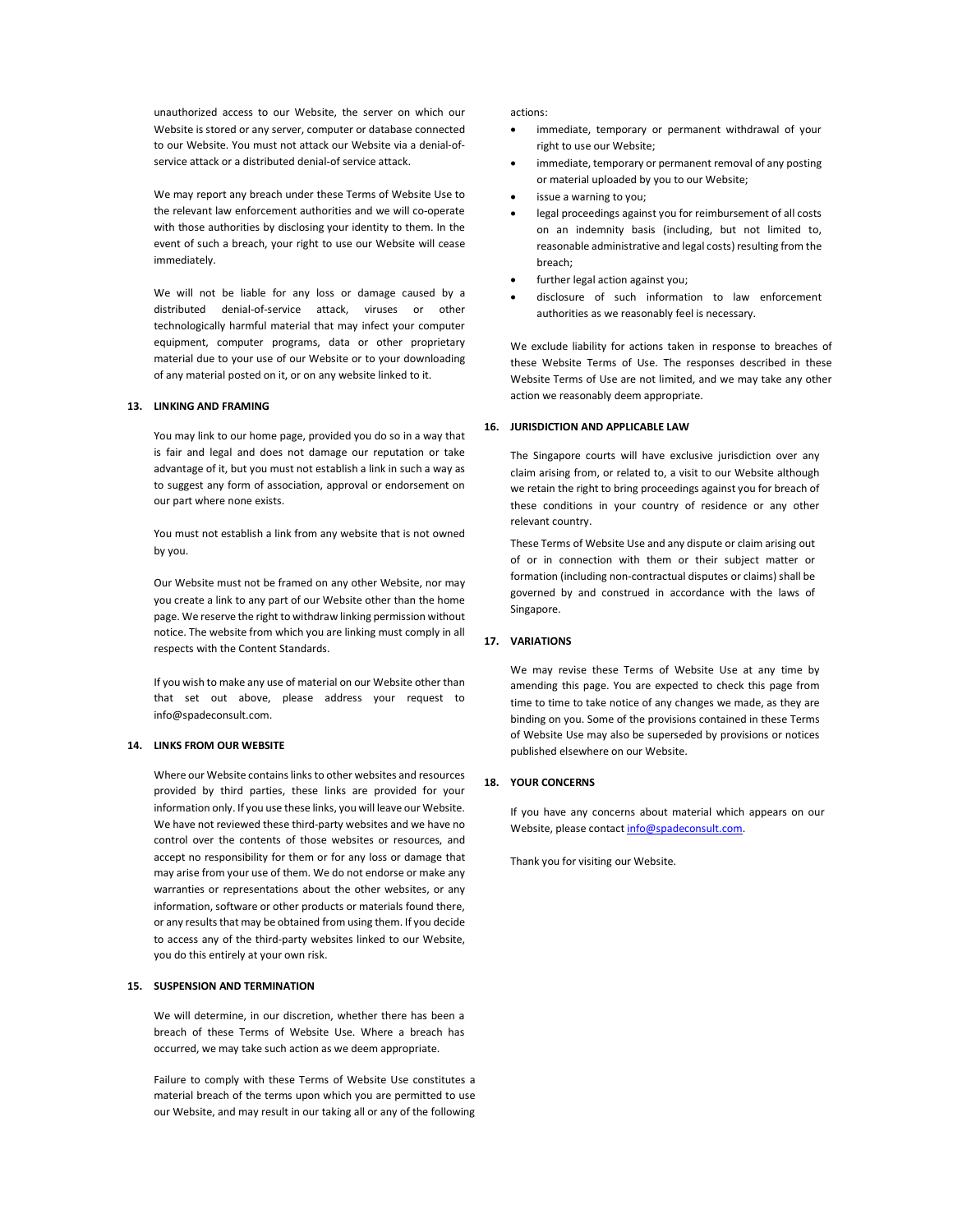unauthorized access to our Website, the server on which our Website is stored or any server, computer or database connected to our Website. You must not attack our Website via a denial-of-service attack or a distributed denial-of service attack.

We may report any breach under these Terms of Website Use to the relevant law enforcement authorities and we will co-operate with those authorities by disclosing your identity to them. In the event of such a breach, your right to use our Website will cease immediately.

We will not be liable for any loss or damage caused by a distributed denial-of-service attack, viruses or other technologically harmful material that may infect your computer equipment, computer programs, data or other proprietary material due to your use of our Website or to your downloading of any material posted on it, or on any website linked to it.

### 13. LINKING AND FRAMING

You may link to our home page, provided you do so in a way that is fair and legal and does not damage our reputation or take advantage of it, but you must not establish a link in such a way as to suggest any form of association, approval or endorsement on our part where none exists.

You must not establish a link from any website that is not owned by you.

Our Website must not be framed on any other Website, nor may you create a link to any part of our Website other than the home page. We reserve the right to withdraw linking permission without notice. The website from which you are linking must comply in all respects with the Content Standards.

If you wish to make any use of material on our Website other than that set out above, please address your request to info@spadeconsult.com.

### 14. LINKS FROM OUR WEBSITE

Where our Website contains links to other websites and resources provided by third parties, these links are provided for your information only. If you use these links, you will leave our Website. We have not reviewed these third-party websites and we have no control over the contents of those websites or resources, and accept no responsibility for them or for any loss or damage that may arise from your use of them. We do not endorse or make any warranties or representations about the other websites, or any information, software or other products or materials found there, or any results that may be obtained from using them. If you decide to access any of the third-party websites linked to our Website, you do this entirely at your own risk.

### 15. SUSPENSION AND TERMINATION

We will determine, in our discretion, whether there has been a breach of these Terms of Website Use. Where a breach has occurred, we may take such action as we deem appropriate.

Failure to comply with these Terms of Website Use constitutes a material breach of the terms upon which you are permitted to use our Website, and may result in our taking all or any of the following actions:

- immediate, temporary or permanent withdrawal of your right to use our Website;
- immediate, temporary or permanent removal of any posting or material uploaded by you to our Website;
- issue a warning to you;
- legal proceedings against you for reimbursement of all costs on an indemnity basis (including, but not limited to, reasonable administrative and legal costs) resulting from the breach;
- further legal action against you;
- disclosure of such information to law enforcement authorities as we reasonably feel is necessary.

We exclude liability for actions taken in response to breaches of these Website Terms of Use. The responses described in these Website Terms of Use are not limited, and we may take any other action we reasonably deem appropriate.

### 16. JURISDICTION AND APPLICABLE LAW

The Singapore courts will have exclusive jurisdiction over any claim arising from, or related to, a visit to our Website although we retain the right to bring proceedings against you for breach of these conditions in your country of residence or any other relevant country.

These Terms of Website Use and any dispute or claim arising out of or in connection with them or their subject matter or formation (including non-contractual disputes or claims) shall be governed by and construed in accordance with the laws of Singapore.

### 17. VARIATIONS

We may revise these Terms of Website Use at any time by amending this page. You are expected to check this page from time to time to take notice of any changes we made, as they are binding on you. Some of the provisions contained in these Terms of Website Use may also be superseded by provisions or notices published elsewhere on our Website.

### 18. YOUR CONCERNS

If you have any concerns about material which appears on our Website, please contact info@spadeconsult.com.

Thank you for visiting our Website.